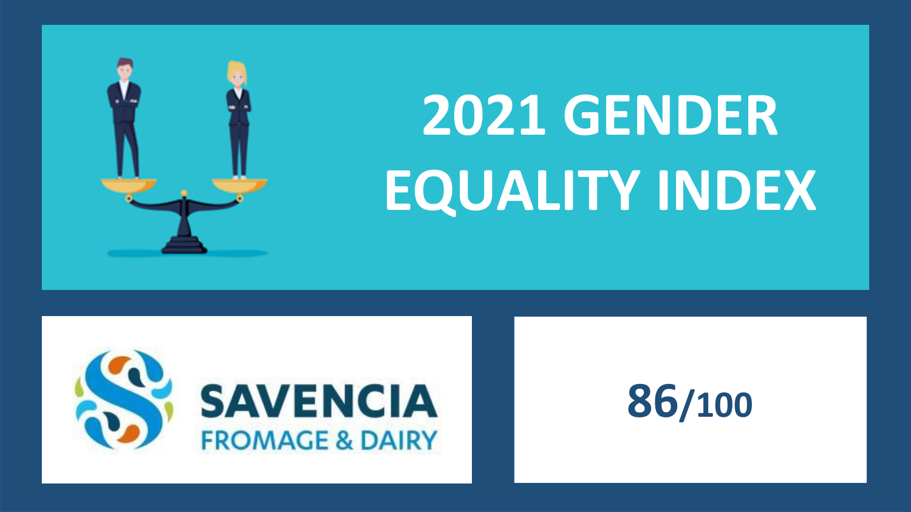# 2021 GENDER EQUALITY INDEX

SAVENCIA
FROMAGE & DAIRY

**86**/100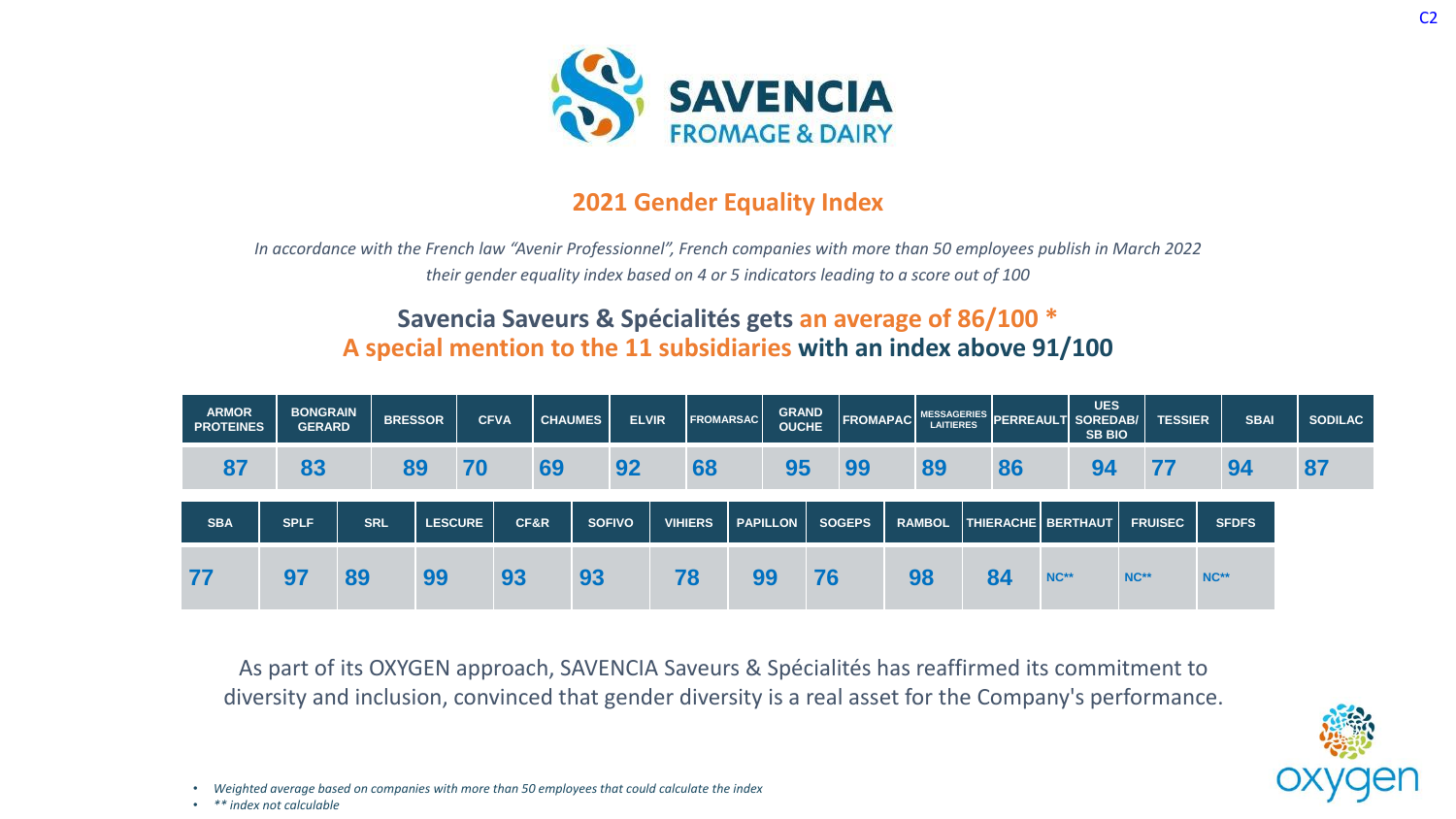SAVENCIA FROMAGE & DAIRY

## 2021 Gender Equality Index

*In accordance with the French law "Avenir Professionnel", French companies with more than 50 employees publish in March 2022 their gender equality index based on 4 or 5 indicators leading to a score out of 100*

### Savencia Saveurs & Spécialités gets an average of 86/100 *
### A special mention to the 11 subsidiaries with an index above 91/100

| ARMOR PROTEINES | BONGRAIN GERARD | BRESSOR | CFVA | CHAUMES | ELVIR | FROMARSAC | GRAND OUCHE | FROMAPAC | MESSAGERIES LAITIERES | PERREAULT | UES SOREDAB/ SB BIO | TESSIER | SBAI | SODILAC |
|---|---|---|---|---|---|---|---|---|---|---|---|---|---|---|
| 87 | 83 | 89 | 70 | 69 | 92 | 68 | 95 | 99 | 89 | 86 | 94 | 77 | 94 | 87 |

| SBA | SPLF | SRL | LESCURE | CF&R | SOFIVO | VIHIERS | PAPILLON | SOGEPS | RAMBOL | THIERACHE | BERTHAUT | FRUISEC | SFDFS |
|---|---|---|---|---|---|---|---|---|---|---|---|---|---|
| 77 | 97 | 89 | 99 | 93 | 93 | 78 | 99 | 76 | 98 | 84 | NC** | NC** | NC** |

As part of its OXYGEN approach, SAVENCIA Saveurs & Spécialités has reaffirmed its commitment to diversity and inclusion, convinced that gender diversity is a real asset for the Company's performance.

- *Weighted average based on companies with more than 50 employees that could calculate the index*
- *** index not calculable*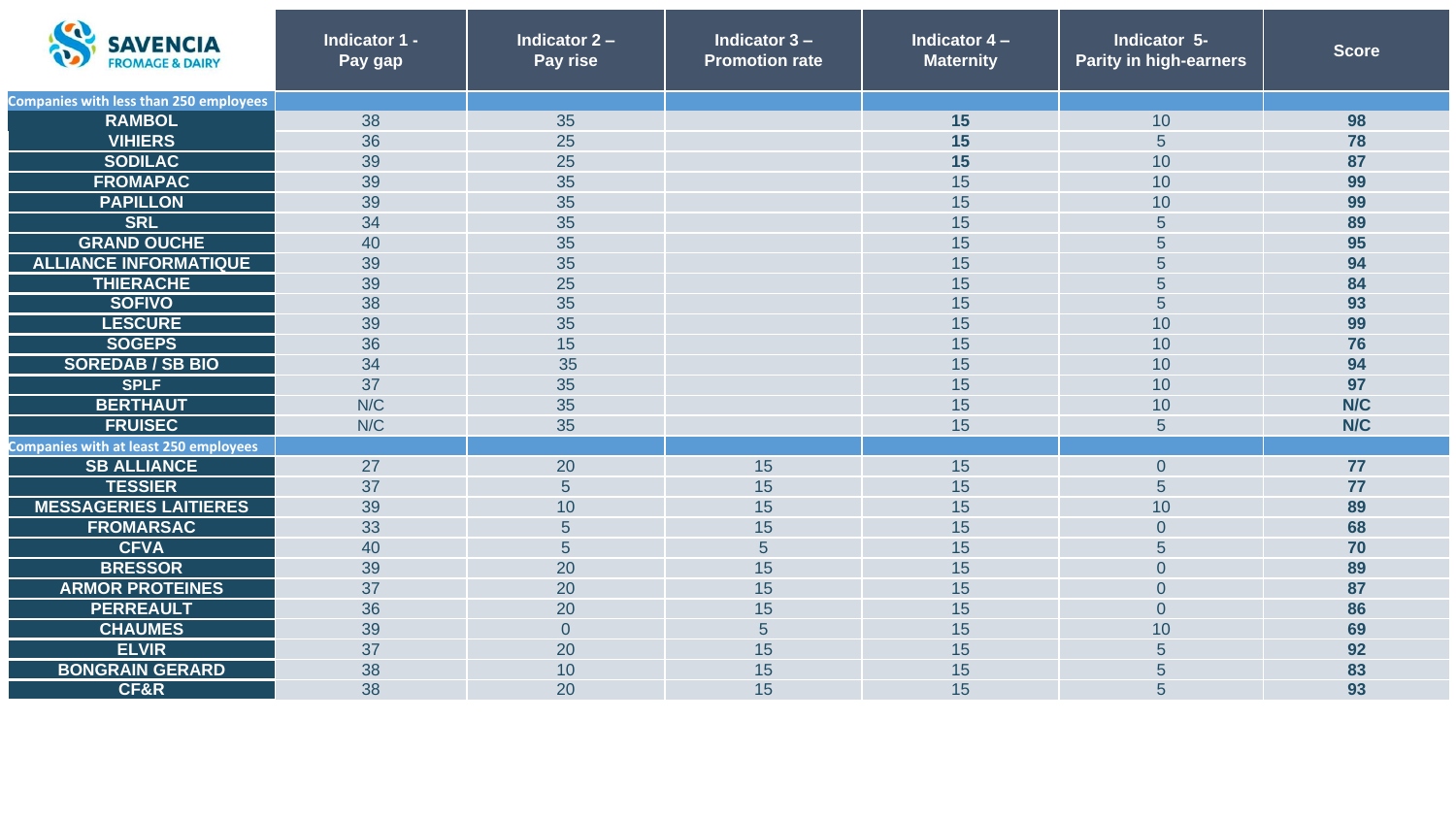| SAVENCIA FROMAGE & DAIRY | Indicator 1 - Pay gap | Indicator 2 – Pay rise | Indicator 3 – Promotion rate | Indicator 4 – Maternity | Indicator 5- Parity in high-earners | Score |
|---|---|---|---|---|---|---|
| Companies with less than 250 employees | | | | | | |
| RAMBOL | 38 | 35 | | **15** | 10 | **98** |
| VIHIERS | 36 | 25 | | **15** | 5 | **78** |
| SODILAC | 39 | 25 | | **15** | 10 | **87** |
| FROMAPAC | 39 | 35 | | 15 | 10 | **99** |
| PAPILLON | 39 | 35 | | 15 | 10 | **99** |
| SRL | 34 | 35 | | 15 | 5 | **89** |
| GRAND OUCHE | 40 | 35 | | 15 | 5 | **95** |
| ALLIANCE INFORMATIQUE | 39 | 35 | | 15 | 5 | **94** |
| THIERACHE | 39 | 25 | | 15 | 5 | **84** |
| SOFIVO | 38 | 35 | | 15 | 5 | **93** |
| LESCURE | 39 | 35 | | 15 | 10 | **99** |
| SOGEPS | 36 | 15 | | 15 | 10 | **76** |
| SOREDAB / SB BIO | 34 | 35 | | 15 | 10 | **94** |
| SPLF | 37 | 35 | | 15 | 10 | **97** |
| BERTHAUT | N/C | 35 | | 15 | 10 | **N/C** |
| FRUISEC | N/C | 35 | | 15 | 5 | **N/C** |
| Companies with at least 250 employees | | | | | | |
| SB ALLIANCE | 27 | 20 | 15 | 15 | 0 | **77** |
| TESSIER | 37 | 5 | 15 | 15 | 5 | **77** |
| MESSAGERIES LAITIERES | 39 | 10 | 15 | 15 | 10 | **89** |
| FROMARSAC | 33 | 5 | 15 | 15 | 0 | **68** |
| CFVA | 40 | 5 | 5 | 15 | 5 | **70** |
| BRESSOR | 39 | 20 | 15 | 15 | 0 | **89** |
| ARMOR PROTEINES | 37 | 20 | 15 | 15 | 0 | **87** |
| PERREAULT | 36 | 20 | 15 | 15 | 0 | **86** |
| CHAUMES | 39 | 0 | 5 | 15 | 10 | **69** |
| ELVIR | 37 | 20 | 15 | 15 | 5 | **92** |
| BONGRAIN GERARD | 38 | 10 | 15 | 15 | 5 | **83** |
| CF&R | 38 | 20 | 15 | 15 | 5 | **93** |